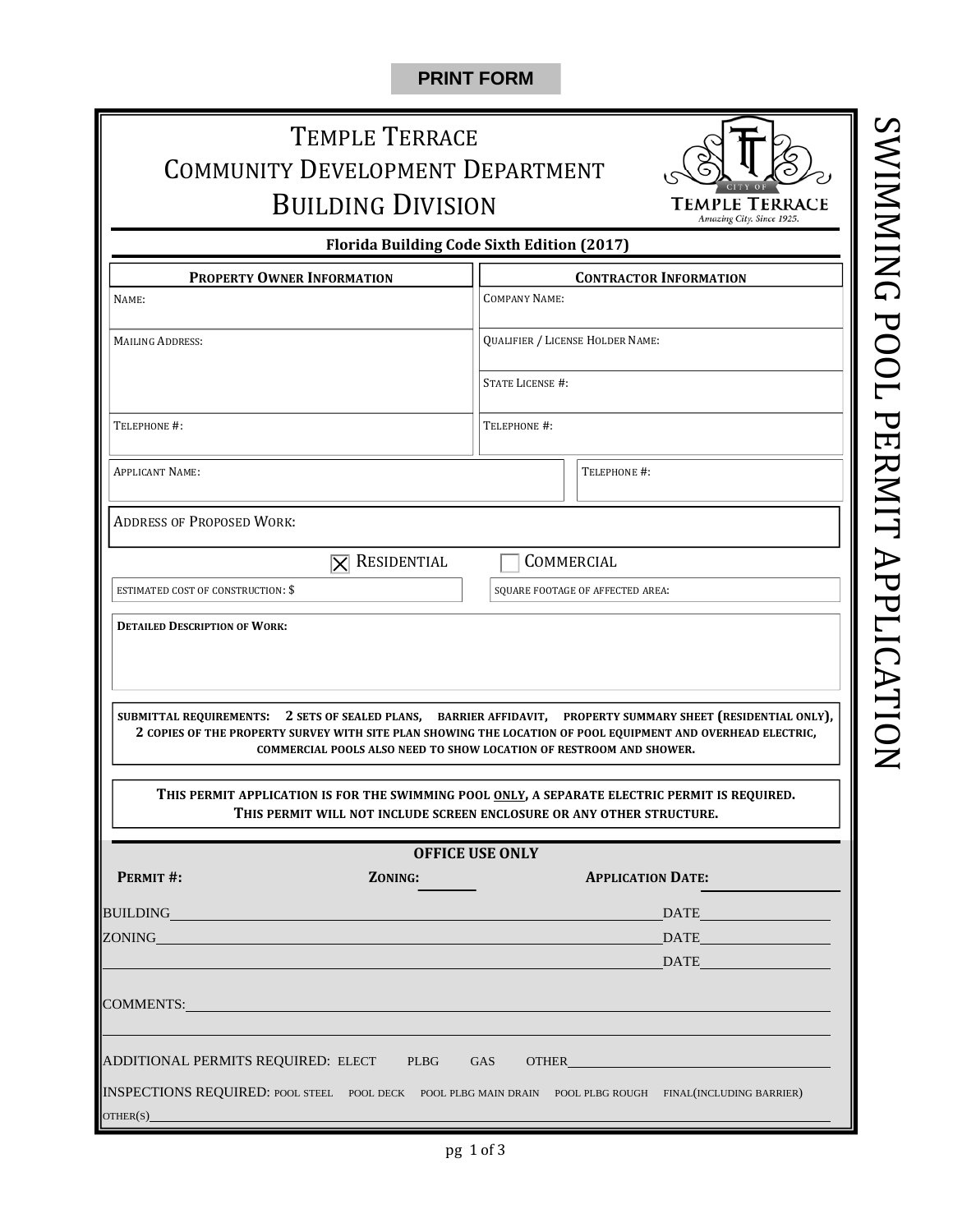PRINT FORM

# TEMPLE TERRACE
# COMMUNITY DEVELOPMENT DEPARTMENT
# BUILDING DIVISION

CITY OF TEMPLE TERRACE
*Amazing City. Since 1925.*

## SWIMMING POOL PERMIT APPLICATION

**Florida Building Code Sixth Edition (2017)**

| **PROPERTY OWNER INFORMATION** | **CONTRACTOR INFORMATION** |
| --- | --- |
| NAME: | COMPANY NAME: |
| MAILING ADDRESS: | QUALIFIER / LICENSE HOLDER NAME: |
| | STATE LICENSE #: |
| TELEPHONE #: | TELEPHONE #: |

APPLICANT NAME: TELEPHONE #:

ADDRESS OF PROPOSED WORK:

☒ RESIDENTIAL ☐ COMMERCIAL

ESTIMATED COST OF CONSTRUCTION: $ SQUARE FOOTAGE OF AFFECTED AREA:

**DETAILED DESCRIPTION OF WORK:**

**SUBMITTAL REQUIREMENTS: 2 SETS OF SEALED PLANS, BARRIER AFFIDAVIT, PROPERTY SUMMARY SHEET (RESIDENTIAL ONLY), 2 COPIES OF THE PROPERTY SURVEY WITH SITE PLAN SHOWING THE LOCATION OF POOL EQUIPMENT AND OVERHEAD ELECTRIC, COMMERCIAL POOLS ALSO NEED TO SHOW LOCATION OF RESTROOM AND SHOWER.**

**THIS PERMIT APPLICATION IS FOR THE SWIMMING POOL ONLY, A SEPARATE ELECTRIC PERMIT IS REQUIRED. THIS PERMIT WILL NOT INCLUDE SCREEN ENCLOSURE OR ANY OTHER STRUCTURE.**

**OFFICE USE ONLY**

**PERMIT #:** **ZONING:** **APPLICATION DATE:**

BUILDING DATE

ZONING DATE

DATE

COMMENTS:

ADDITIONAL PERMITS REQUIRED: ELECT PLBG GAS OTHER

INSPECTIONS REQUIRED: POOL STEEL POOL DECK POOL PLBG MAIN DRAIN POOL PLBG ROUGH FINAL(INCLUDING BARRIER)

OTHER(S)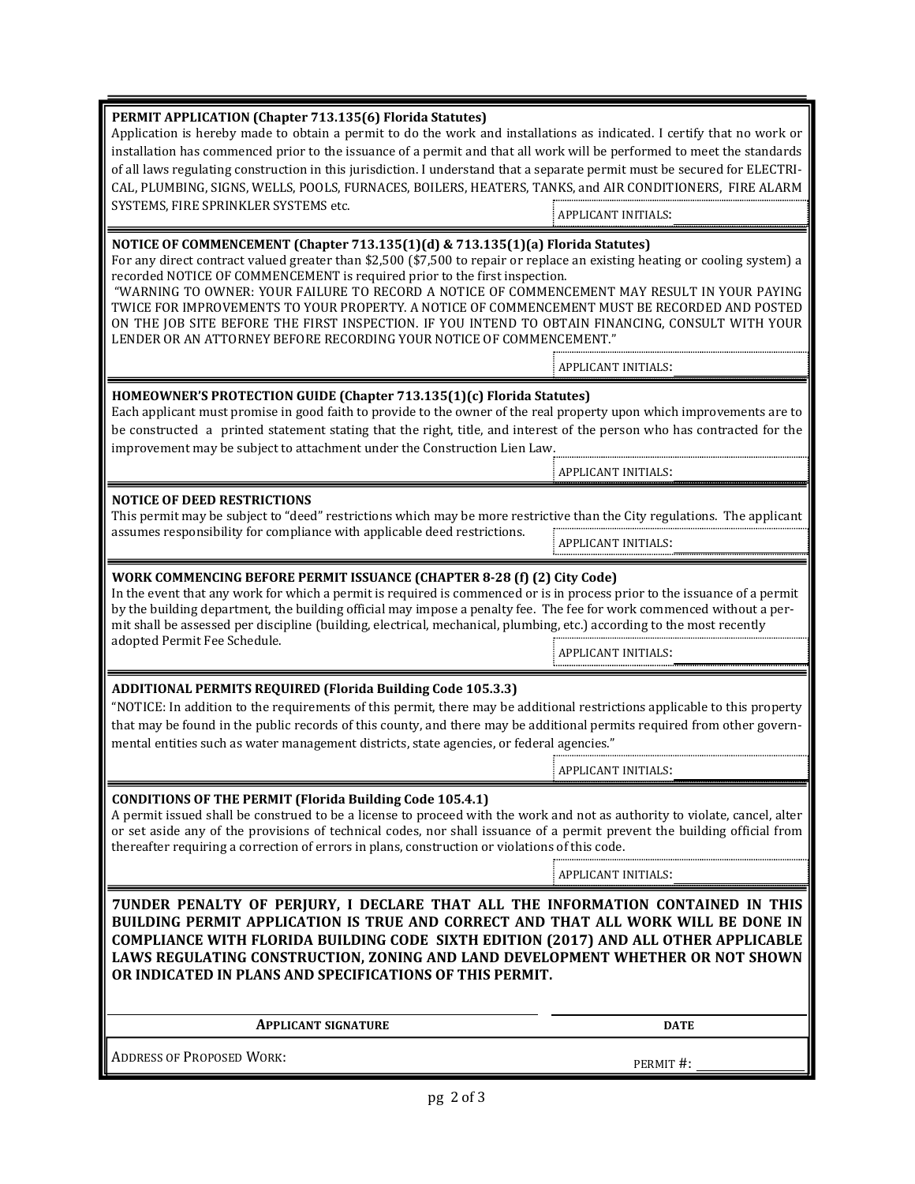**PERMIT APPLICATION (Chapter 713.135(6) Florida Statutes)**

Application is hereby made to obtain a permit to do the work and installations as indicated. I certify that no work or installation has commenced prior to the issuance of a permit and that all work will be performed to meet the standards of all laws regulating construction in this jurisdiction. I understand that a separate permit must be secured for ELECTRICAL, PLUMBING, SIGNS, WELLS, POOLS, FURNACES, BOILERS, HEATERS, TANKS, and AIR CONDITIONERS, FIRE ALARM SYSTEMS, FIRE SPRINKLER SYSTEMS etc.

APPLICANT INITIALS: ____________

**NOTICE OF COMMENCEMENT (Chapter 713.135(1)(d) & 713.135(1)(a) Florida Statutes)**

For any direct contract valued greater than $2,500 ($7,500 to repair or replace an existing heating or cooling system) a recorded NOTICE OF COMMENCEMENT is required prior to the first inspection.

"WARNING TO OWNER: YOUR FAILURE TO RECORD A NOTICE OF COMMENCEMENT MAY RESULT IN YOUR PAYING TWICE FOR IMPROVEMENTS TO YOUR PROPERTY. A NOTICE OF COMMENCEMENT MUST BE RECORDED AND POSTED ON THE JOB SITE BEFORE THE FIRST INSPECTION. IF YOU INTEND TO OBTAIN FINANCING, CONSULT WITH YOUR LENDER OR AN ATTORNEY BEFORE RECORDING YOUR NOTICE OF COMMENCEMENT."

APPLICANT INITIALS: ____________

**HOMEOWNER'S PROTECTION GUIDE (Chapter 713.135(1)(c) Florida Statutes)**

Each applicant must promise in good faith to provide to the owner of the real property upon which improvements are to be constructed a printed statement stating that the right, title, and interest of the person who has contracted for the improvement may be subject to attachment under the Construction Lien Law.

APPLICANT INITIALS: ____________

**NOTICE OF DEED RESTRICTIONS**

This permit may be subject to "deed" restrictions which may be more restrictive than the City regulations. The applicant assumes responsibility for compliance with applicable deed restrictions.

APPLICANT INITIALS: ____________

**WORK COMMENCING BEFORE PERMIT ISSUANCE (CHAPTER 8-28 (f) (2) City Code)**

In the event that any work for which a permit is required is commenced or is in process prior to the issuance of a permit by the building department, the building official may impose a penalty fee. The fee for work commenced without a permit shall be assessed per discipline (building, electrical, mechanical, plumbing, etc.) according to the most recently adopted Permit Fee Schedule.

APPLICANT INITIALS: ____________

**ADDITIONAL PERMITS REQUIRED (Florida Building Code 105.3.3)**

"NOTICE: In addition to the requirements of this permit, there may be additional restrictions applicable to this property that may be found in the public records of this county, and there may be additional permits required from other governmental entities such as water management districts, state agencies, or federal agencies."

APPLICANT INITIALS: ____________

**CONDITIONS OF THE PERMIT (Florida Building Code 105.4.1)**

A permit issued shall be construed to be a license to proceed with the work and not as authority to violate, cancel, alter or set aside any of the provisions of technical codes, nor shall issuance of a permit prevent the building official from thereafter requiring a correction of errors in plans, construction or violations of this code.

APPLICANT INITIALS: ____________

**7UNDER PENALTY OF PERJURY, I DECLARE THAT ALL THE INFORMATION CONTAINED IN THIS BUILDING PERMIT APPLICATION IS TRUE AND CORRECT AND THAT ALL WORK WILL BE DONE IN COMPLIANCE WITH FLORIDA BUILDING CODE SIXTH EDITION (2017) AND ALL OTHER APPLICABLE LAWS REGULATING CONSTRUCTION, ZONING AND LAND DEVELOPMENT WHETHER OR NOT SHOWN OR INDICATED IN PLANS AND SPECIFICATIONS OF THIS PERMIT.**

______________________________ ______________________________

**APPLICANT SIGNATURE** **DATE**

ADDRESS OF PROPOSED WORK:

PERMIT #: ____________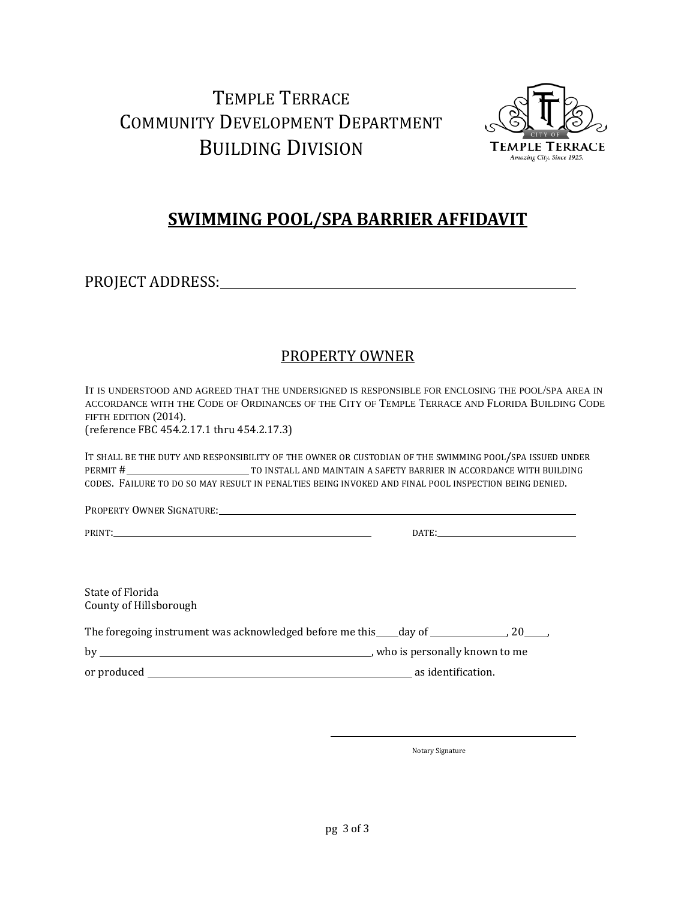# TEMPLE TERRACE
# COMMUNITY DEVELOPMENT DEPARTMENT
# BUILDING DIVISION

## SWIMMING POOL/SPA BARRIER AFFIDAVIT

PROJECT ADDRESS: ______________________________________________

### PROPERTY OWNER

IT IS UNDERSTOOD AND AGREED THAT THE UNDERSIGNED IS RESPONSIBLE FOR ENCLOSING THE POOL/SPA AREA IN ACCORDANCE WITH THE CODE OF ORDINANCES OF THE CITY OF TEMPLE TERRACE AND FLORIDA BUILDING CODE FIFTH EDITION (2014).
(reference FBC 454.2.17.1 thru 454.2.17.3)

IT SHALL BE THE DUTY AND RESPONSIBILITY OF THE OWNER OR CUSTODIAN OF THE SWIMMING POOL/SPA ISSUED UNDER PERMIT # ____________________ TO INSTALL AND MAINTAIN A SAFETY BARRIER IN ACCORDANCE WITH BUILDING CODES. FAILURE TO DO SO MAY RESULT IN PENALTIES BEING INVOKED AND FINAL POOL INSPECTION BEING DENIED.

PROPERTY OWNER SIGNATURE: ______________________________________________

PRINT: ______________________________ DATE: ____________________

State of Florida
County of Hillsborough

The foregoing instrument was acknowledged before me this ____ day of ____________, 20____,

by ______________________________________________, who is personally known to me

or produced ______________________________________________ as identification.

______________________________
Notary Signature